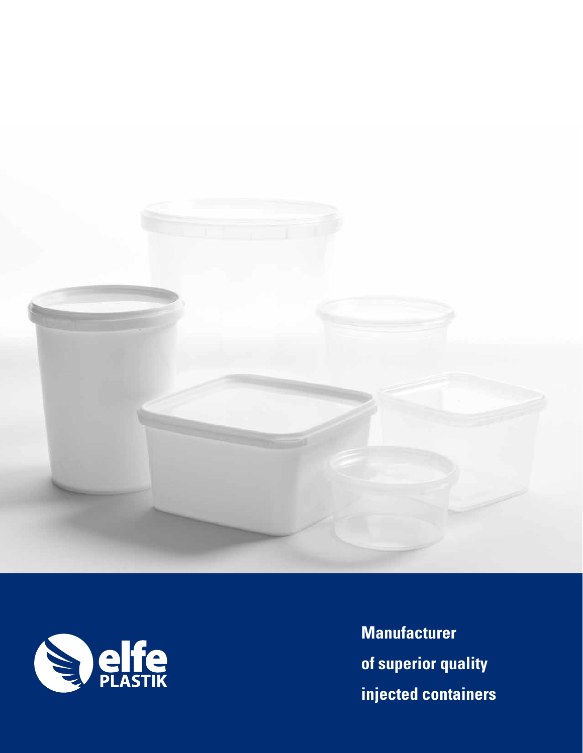elfe
PLASTIK

**Manufacturer**
**of superior quality**
**injected containers**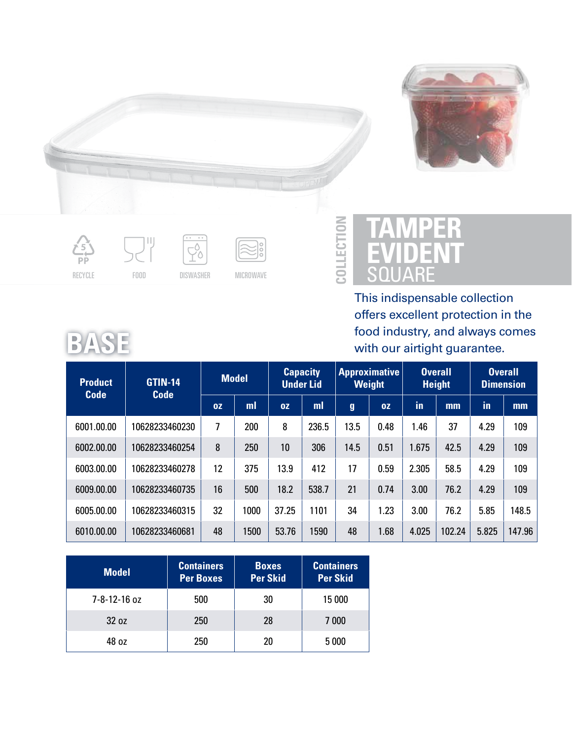RECYCLE FOOD DISWASHER MICROWAVE

COLLECTION

# TAMPER EVIDENT SQUARE

This indispensable collection offers excellent protection in the food industry, and always comes with our airtight guarantee.

## BASE

| Product Code | GTIN-14 Code | Model | | Capacity Under Lid | | Approximative Weight | | Overall Height | | Overall Dimension | |
|---|---|---|---|---|---|---|---|---|---|---|---|
| | | oz | ml | oz | ml | g | oz | in | mm | in | mm |
| 6001.00.00 | 10628233460230 | 7 | 200 | 8 | 236.5 | 13.5 | 0.48 | 1.46 | 37 | 4.29 | 109 |
| 6002.00.00 | 10628233460254 | 8 | 250 | 10 | 306 | 14.5 | 0.51 | 1.675 | 42.5 | 4.29 | 109 |
| 6003.00.00 | 10628233460278 | 12 | 375 | 13.9 | 412 | 17 | 0.59 | 2.305 | 58.5 | 4.29 | 109 |
| 6009.00.00 | 10628233460735 | 16 | 500 | 18.2 | 538.7 | 21 | 0.74 | 3.00 | 76.2 | 4.29 | 109 |
| 6005.00.00 | 10628233460315 | 32 | 1000 | 37.25 | 1101 | 34 | 1.23 | 3.00 | 76.2 | 5.85 | 148.5 |
| 6010.00.00 | 10628233460681 | 48 | 1500 | 53.76 | 1590 | 48 | 1.68 | 4.025 | 102.24 | 5.825 | 147.96 |

| Model | Containers Per Boxes | Boxes Per Skid | Containers Per Skid |
|---|---|---|---|
| 7-8-12-16 oz | 500 | 30 | 15 000 |
| 32 oz | 250 | 28 | 7 000 |
| 48 oz | 250 | 20 | 5 000 |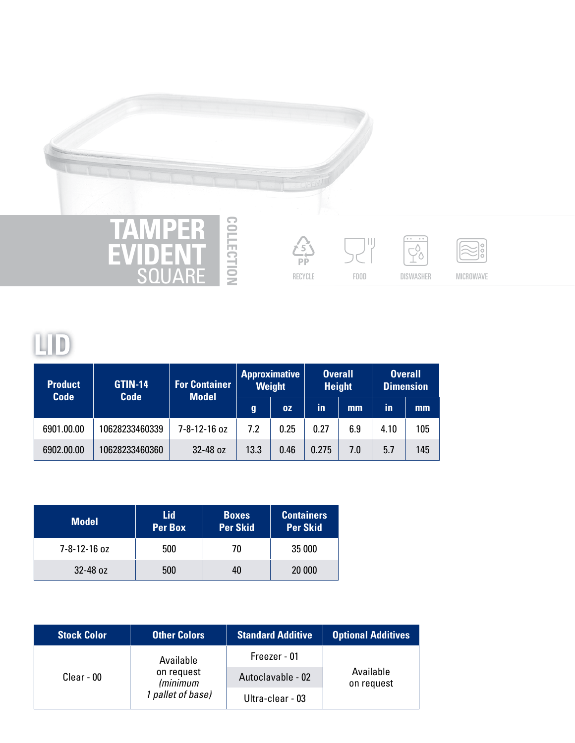# TAMPER EVIDENT SQUARE

COLLECTION

RECYCLE FOOD DISWASHER MICROWAVE

## LID

| Product Code | GTIN-14 Code | For Container Model | Approximative Weight | | Overall Height | | Overall Dimension | |
|---|---|---|---|---|---|---|---|---|
| | | | g | oz | in | mm | in | mm |
| 6901.00.00 | 10628233460339 | 7-8-12-16 oz | 7.2 | 0.25 | 0.27 | 6.9 | 4.10 | 105 |
| 6902.00.00 | 10628233460360 | 32-48 oz | 13.3 | 0.46 | 0.275 | 7.0 | 5.7 | 145 |

| Model | Lid Per Box | Boxes Per Skid | Containers Per Skid |
|---|---|---|---|
| 7-8-12-16 oz | 500 | 70 | 35 000 |
| 32-48 oz | 500 | 40 | 20 000 |

| Stock Color | Other Colors | Standard Additive | Optional Additives |
|---|---|---|---|
| Clear - 00 | Available on request *(minimum 1 pallet of base)* | Freezer - 01 | Available on request |
| | | Autoclavable - 02 | |
| | | Ultra-clear - 03 | |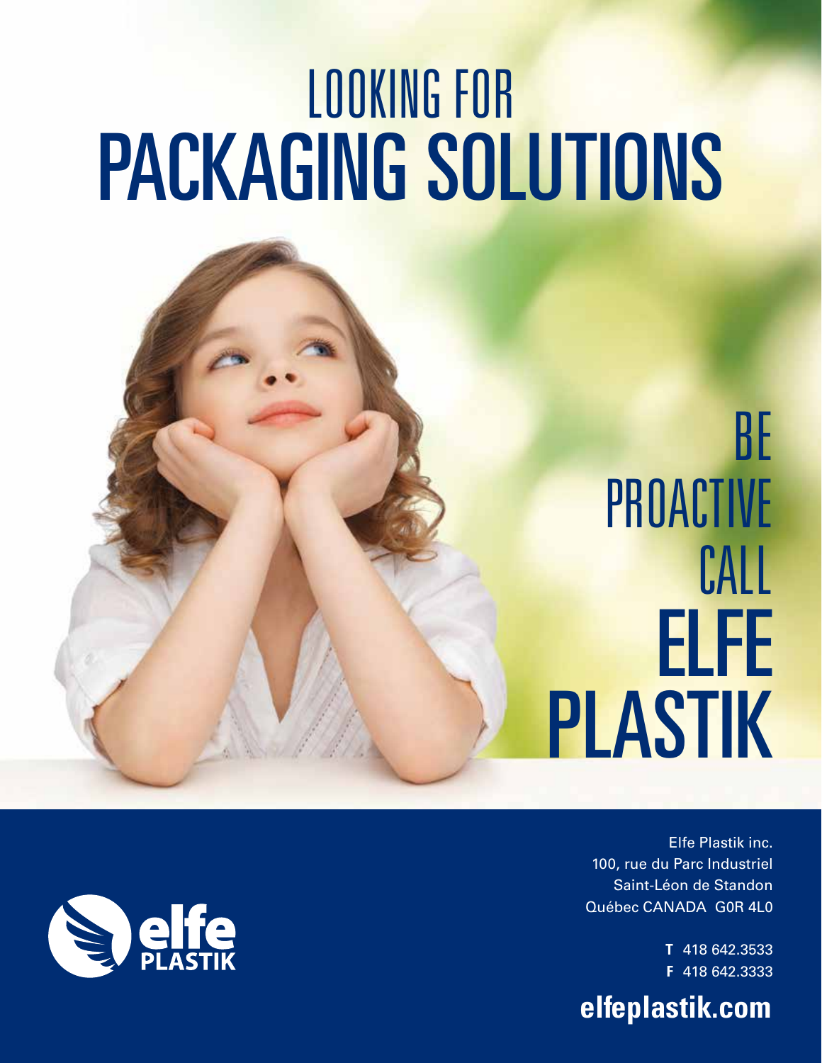# LOOKING FOR
# PACKAGING SOLUTIONS

BE
PROACTIVE
CALL
**ELFE**
**PLASTIK**

Elfe Plastik inc.
100, rue du Parc Industriel
Saint-Léon de Standon
Québec CANADA G0R 4L0

**T** 418 642.3533
**F** 418 642.3333

**elfeplastik.com**